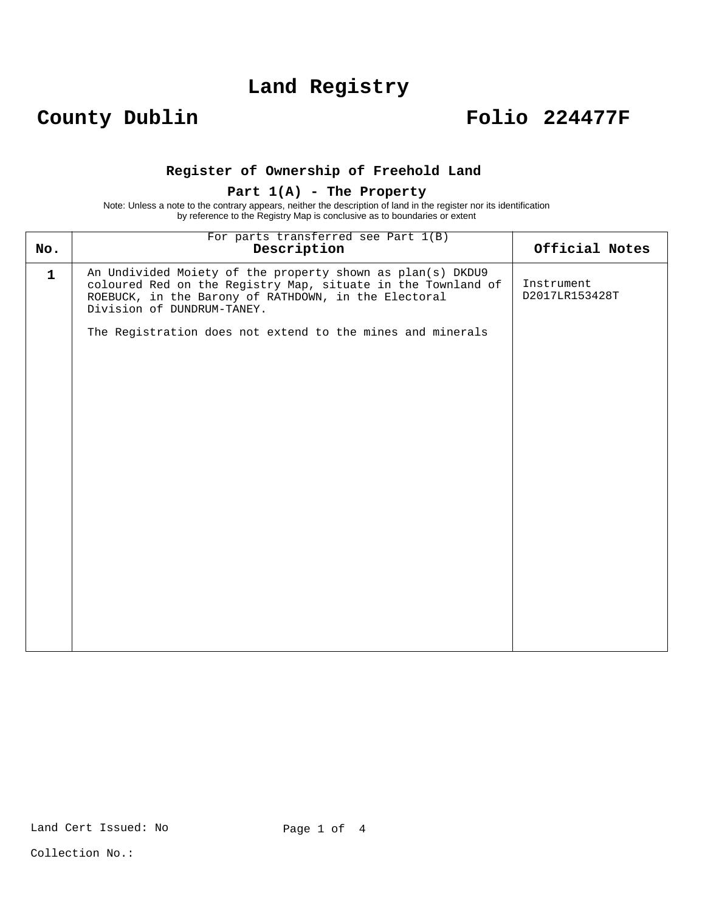# Land Registry

## County Dublin Folio 224477F

### Register of Ownership of Freehold Land

### Part 1(A) - The Property

Note: Unless a note to the contrary appears, neither the description of land in the register nor its identification by reference to the Registry Map is conclusive as to boundaries or extent

| No. | For parts transferred see Part 1(B)<br>Description | Official Notes |
|---|---|---|
| 1 | An Undivided Moiety of the property shown as plan(s) DKDU9 coloured Red on the Registry Map, situate in the Townland of ROEBUCK, in the Barony of RATHDOWN, in the Electoral Division of DUNDRUM-TANEY.<br><br>The Registration does not extend to the mines and minerals | Instrument D2017LR153428T |

Land Cert Issued: No

Collection No.: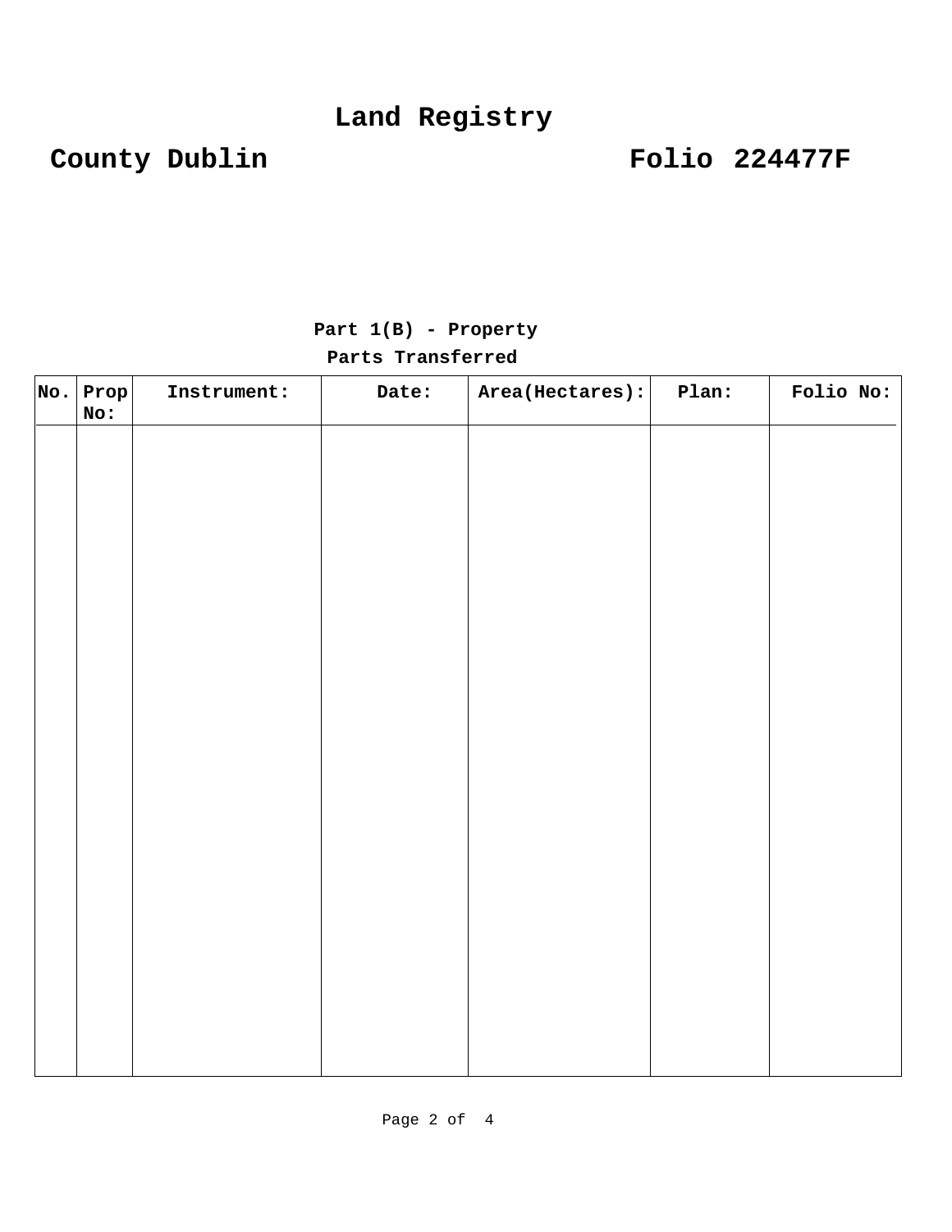# Land Registry

## County Dublin Folio 224477F

### Part 1(B) - Property

#### Parts Transferred

| No. | Prop No: | Instrument: | Date: | Area(Hectares): | Plan: | Folio No: |
|---|---|---|---|---|---|---|
| | | | | | | |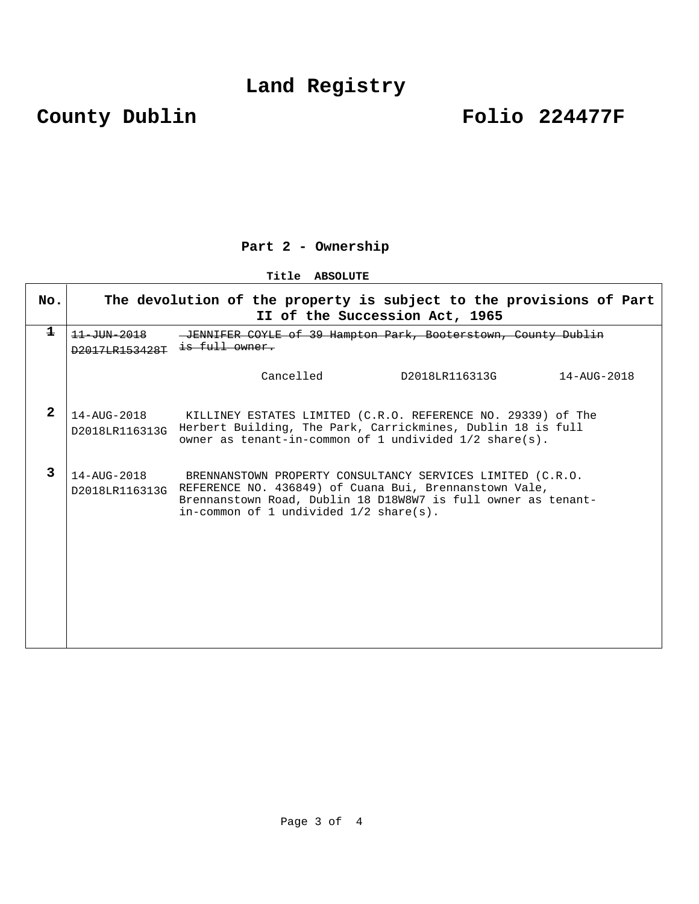# Land Registry

## County Dublin — Folio 224477F

### Part 2 - Ownership

**Title ABSOLUTE**

| No. | The devolution of the property is subject to the provisions of Part II of the Succession Act, 1965 | |
|---|---|---|
| ~~1~~ | ~~11-JUN-2018~~<br>~~D2017LR153428T~~ | ~~JENNIFER COYLE of 39 Hampton Park, Booterstown, County Dublin is full owner.~~<br><br>Cancelled D2018LR116313G 14-AUG-2018 |
| 2 | 14-AUG-2018<br>D2018LR116313G | KILLINEY ESTATES LIMITED (C.R.O. REFERENCE NO. 29339) of The Herbert Building, The Park, Carrickmines, Dublin 18 is full owner as tenant-in-common of 1 undivided 1/2 share(s). |
| 3 | 14-AUG-2018<br>D2018LR116313G | BRENNANSTOWN PROPERTY CONSULTANCY SERVICES LIMITED (C.R.O. REFERENCE NO. 436849) of Cuana Bui, Brennanstown Vale, Brennanstown Road, Dublin 18 D18W8W7 is full owner as tenant-in-common of 1 undivided 1/2 share(s). |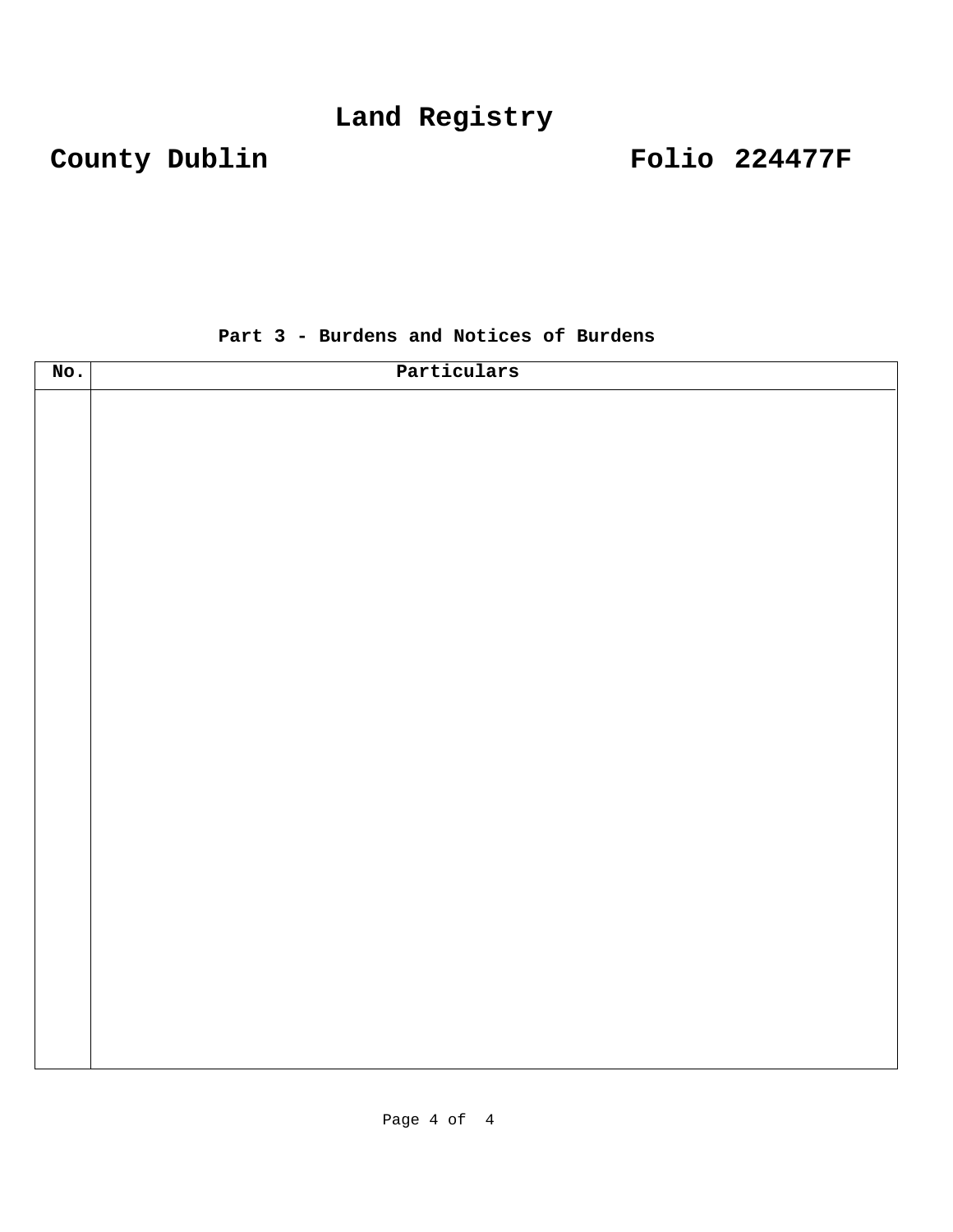# Land Registry

**County Dublin** **Folio 224477F**

**Part 3 - Burdens and Notices of Burdens**

| No. | Particulars |
|---|---|
| | |